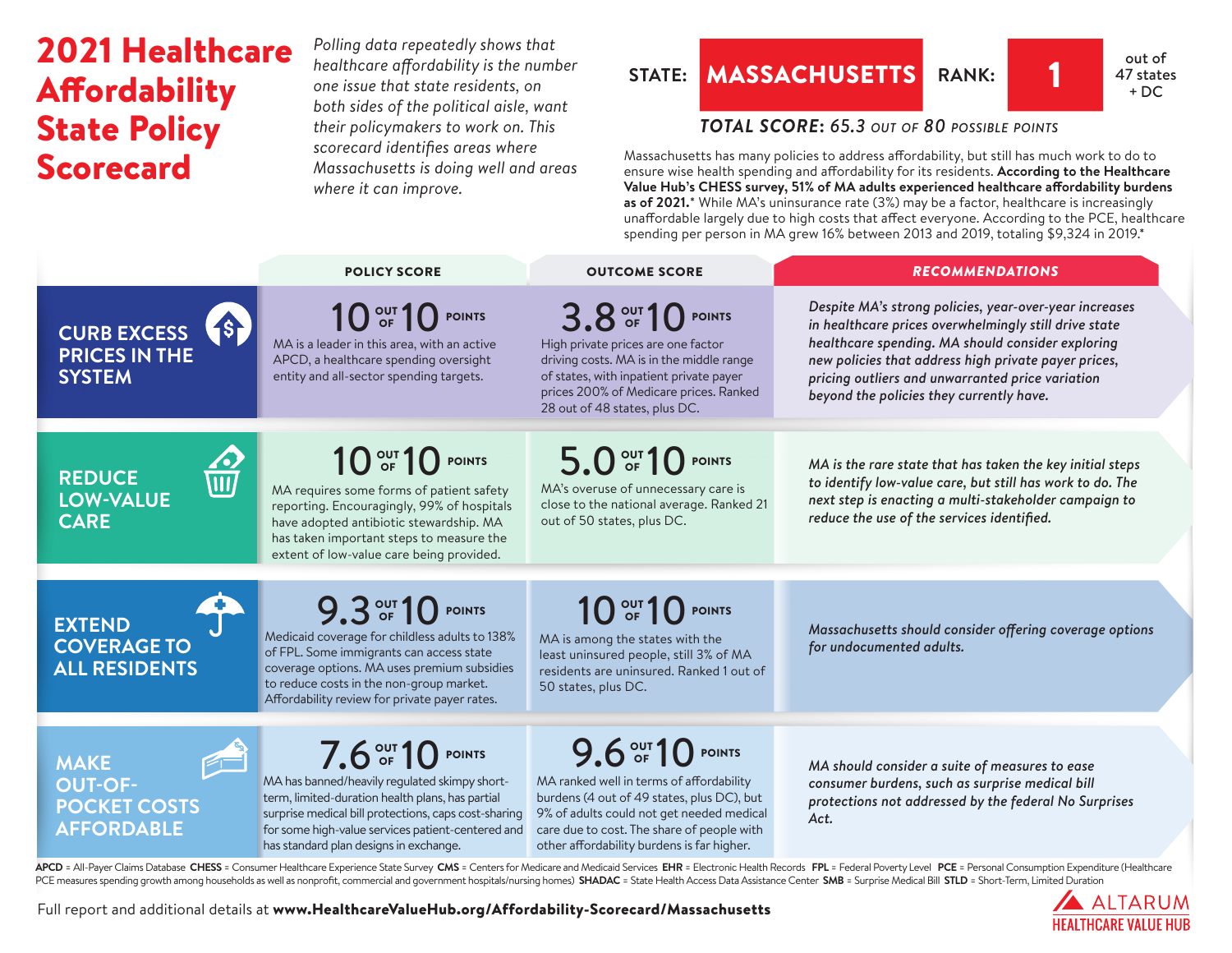# 2021 Healthcare Affordability State Policy Scorecard

*Polling data repeatedly shows that healthcare affordability is the number one issue that state residents, on both sides of the political aisle, want their policymakers to work on. This scorecard identifies areas where Massachusetts is doing well and areas where it can improve.*

**STATE: MASSACHUSETTS** **RANK: 1** out of 47 states + DC

***TOTAL SCORE:*** *65.3 out of 80 possible points*

Massachusetts has many policies to address affordability, but still has much work to do to ensure wise health spending and affordability for its residents. **According to the Healthcare Value Hub's CHESS survey, 51% of MA adults experienced healthcare affordability burdens as of 2021.*** While MA's uninsurance rate (3%) may be a factor, healthcare is increasingly unaffordable largely due to high costs that affect everyone. According to the PCE, healthcare spending per person in MA grew 16% between 2013 and 2019, totaling $9,324 in 2019.*

| | POLICY SCORE | OUTCOME SCORE | RECOMMENDATIONS |
|---|---|---|---|
| **CURB EXCESS PRICES IN THE SYSTEM** | **10 out of 10 points** MA is a leader in this area, with an active APCD, a healthcare spending oversight entity and all-sector spending targets. | **3.8 out of 10 points** High private prices are one factor driving costs. MA is in the middle range of states, with inpatient private payer prices 200% of Medicare prices. Ranked 28 out of 48 states, plus DC. | *Despite MA's strong policies, year-over-year increases in healthcare prices overwhelmingly still drive state healthcare spending. MA should consider exploring new policies that address high private payer prices, pricing outliers and unwarranted price variation beyond the policies they currently have.* |
| **REDUCE LOW-VALUE CARE** | **10 out of 10 points** MA requires some forms of patient safety reporting. Encouragingly, 99% of hospitals have adopted antibiotic stewardship. MA has taken important steps to measure the extent of low-value care being provided. | **5.0 out of 10 points** MA's overuse of unnecessary care is close to the national average. Ranked 21 out of 50 states, plus DC. | *MA is the rare state that has taken the key initial steps to identify low-value care, but still has work to do. The next step is enacting a multi-stakeholder campaign to reduce the use of the services identified.* |
| **EXTEND COVERAGE TO ALL RESIDENTS** | **9.3 out of 10 points** Medicaid coverage for childless adults to 138% of FPL. Some immigrants can access state coverage options. MA uses premium subsidies to reduce costs in the non-group market. Affordability review for private payer rates. | **10 out of 10 points** MA is among the states with the least uninsured people, still 3% of MA residents are uninsured. Ranked 1 out of 50 states, plus DC. | *Massachusetts should consider offering coverage options for undocumented adults.* |
| **MAKE OUT-OF-POCKET COSTS AFFORDABLE** | **7.6 out of 10 points** MA has banned/heavily regulated skimpy short-term, limited-duration health plans, has partial surprise medical bill protections, caps cost-sharing for some high-value services patient-centered and has standard plan designs in exchange. | **9.6 out of 10 points** MA ranked well in terms of affordability burdens (4 out of 49 states, plus DC), but 9% of adults could not get needed medical care due to cost. The share of people with other affordability burdens is far higher. | *MA should consider a suite of measures to ease consumer burdens, such as surprise medical bill protections not addressed by the federal No Surprises Act.* |

**APCD** = All-Payer Claims Database **CHESS** = Consumer Healthcare Experience State Survey **CMS** = Centers for Medicare and Medicaid Services **EHR** = Electronic Health Records **FPL** = Federal Poverty Level **PCE** = Personal Consumption Expenditure (Healthcare PCE measures spending growth among households as well as nonprofit, commercial and government hospitals/nursing homes) **SHADAC** = State Health Access Data Assistance Center **SMB** = Surprise Medical Bill **STLD** = Short-Term, Limited Duration

Full report and additional details at **www.HealthcareValueHub.org/Affordability-Scorecard/Massachusetts**

ALTARUM HEALTHCARE VALUE HUB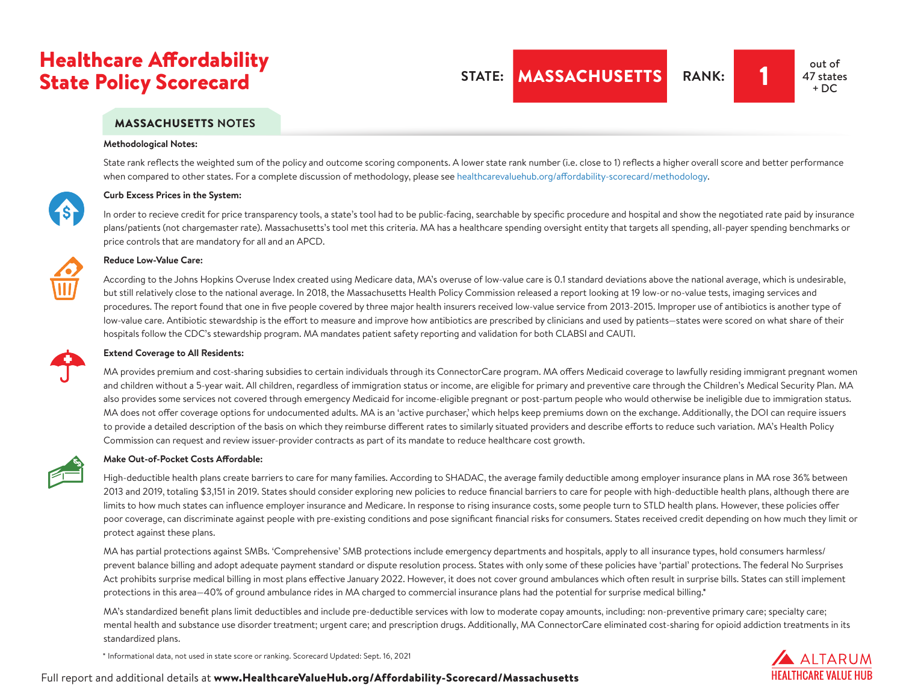# Healthcare Affordability State Policy Scorecard

**STATE: MASSACHUSETTS** **RANK: 1** out of 47 states + DC

## MASSACHUSETTS NOTES

**Methodological Notes:**

State rank reflects the weighted sum of the policy and outcome scoring components. A lower state rank number (i.e. close to 1) reflects a higher overall score and better performance when compared to other states. For a complete discussion of methodology, please see healthcarevaluehub.org/affordability-scorecard/methodology.

**Curb Excess Prices in the System:**

In order to recieve credit for price transparency tools, a state's tool had to be public-facing, searchable by specific procedure and hospital and show the negotiated rate paid by insurance plans/patients (not chargemaster rate). Massachusetts's tool met this criteria. MA has a healthcare spending oversight entity that targets all spending, all-payer spending benchmarks or price controls that are mandatory for all and an APCD.

**Reduce Low-Value Care:**

According to the Johns Hopkins Overuse Index created using Medicare data, MA's overuse of low-value care is 0.1 standard deviations above the national average, which is undesirable, but still relatively close to the national average. In 2018, the Massachusetts Health Policy Commission released a report looking at 19 low-or no-value tests, imaging services and procedures. The report found that one in five people covered by three major health insurers received low-value service from 2013-2015. Improper use of antibiotics is another type of low-value care. Antibiotic stewardship is the effort to measure and improve how antibiotics are prescribed by clinicians and used by patients—states were scored on what share of their hospitals follow the CDC's stewardship program. MA mandates patient safety reporting and validation for both CLABSI and CAUTI.

**Extend Coverage to All Residents:**

MA provides premium and cost-sharing subsidies to certain individuals through its ConnectorCare program. MA offers Medicaid coverage to lawfully residing immigrant pregnant women and children without a 5-year wait. All children, regardless of immigration status or income, are eligible for primary and preventive care through the Children's Medical Security Plan. MA also provides some services not covered through emergency Medicaid for income-eligible pregnant or post-partum people who would otherwise be ineligible due to immigration status. MA does not offer coverage options for undocumented adults. MA is an 'active purchaser,' which helps keep premiums down on the exchange. Additionally, the DOI can require issuers to provide a detailed description of the basis on which they reimburse different rates to similarly situated providers and describe efforts to reduce such variation. MA's Health Policy Commission can request and review issuer-provider contracts as part of its mandate to reduce healthcare cost growth.

**Make Out-of-Pocket Costs Affordable:**

High-deductible health plans create barriers to care for many families. According to SHADAC, the average family deductible among employer insurance plans in MA rose 36% between 2013 and 2019, totaling $3,151 in 2019. States should consider exploring new policies to reduce financial barriers to care for people with high-deductible health plans, although there are limits to how much states can influence employer insurance and Medicare. In response to rising insurance costs, some people turn to STLD health plans. However, these policies offer poor coverage, can discriminate against people with pre-existing conditions and pose significant financial risks for consumers. States received credit depending on how much they limit or protect against these plans.

MA has partial protections against SMBs. 'Comprehensive' SMB protections include emergency departments and hospitals, apply to all insurance types, hold consumers harmless/prevent balance billing and adopt adequate payment standard or dispute resolution process. States with only some of these policies have 'partial' protections. The federal No Surprises Act prohibits surprise medical billing in most plans effective January 2022. However, it does not cover ground ambulances which often result in surprise bills. States can still implement protections in this area—40% of ground ambulance rides in MA charged to commercial insurance plans had the potential for surprise medical billing.*

MA's standardized benefit plans limit deductibles and include pre-deductible services with low to moderate copay amounts, including: non-preventive primary care; specialty care; mental health and substance use disorder treatment; urgent care; and prescription drugs. Additionally, MA ConnectorCare eliminated cost-sharing for opioid addiction treatments in its standardized plans.

\* Informational data, not used in state score or ranking. Scorecard Updated: Sept. 16, 2021

Full report and additional details at **www.HealthcareValueHub.org/Affordability-Scorecard/Massachusetts**

ALTARUM HEALTHCARE VALUE HUB